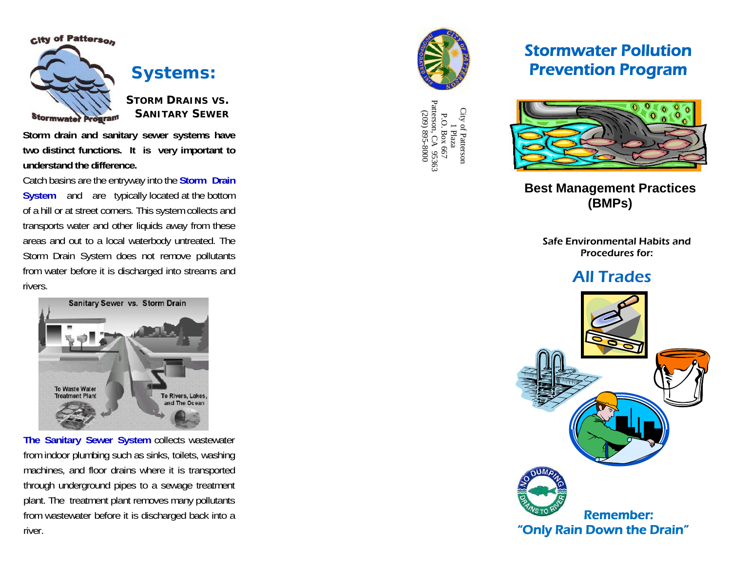City of Patterson

Stormwater Program

# Systems:

### STORM DRAINS VS. SANITARY SEWER

**Storm drain and sanitary sewer systems have two distinct functions. It is very important to understand the difference.**

Catch basins are the entryway into the **Storm Drain System** and are typically located at the bottom of a hill or at street corners. This system collects and transports water and other liquids away from these areas and out to a local waterbody untreated. The Storm Drain System does not remove pollutants from water before it is discharged into streams and rivers.

Sanitary Sewer vs. Storm Drain

To Waste Water Treatment Plant

To Rivers, Lakes, and The Ocean

**The Sanitary Sewer System** collects wastewater from indoor plumbing such as sinks, toilets, washing machines, and floor drains where it is transported through underground pipes to a sewage treatment plant. The treatment plant removes many pollutants from wastewater before it is discharged back into a river.

City of Patterson
1 Plaza
P.O. Box 667
Patterson, CA 95363
(209) 895-8000

# Stormwater Pollution Prevention Program

## Best Management Practices (BMPs)

*Safe Environmental Habits and Procedures for:*

## *All Trades*

NO DUMPING DRAINS TO RIVER

**Remember: "Only Rain Down the Drain"**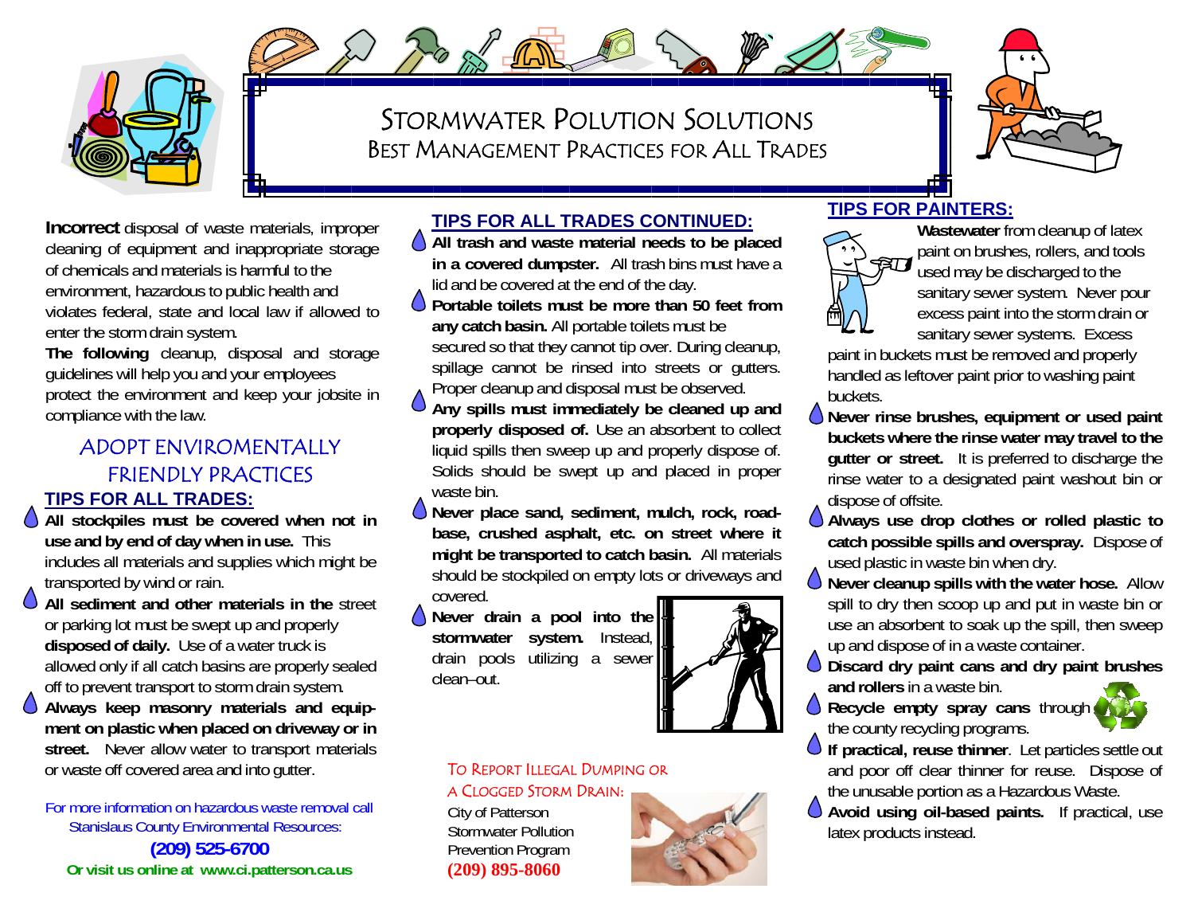# Stormwater Polution Solutions

## Best Management Practices for All Trades

**Incorrect** disposal of waste materials, improper cleaning of equipment and inappropriate storage of chemicals and materials is harmful to the environment, hazardous to public health and violates federal, state and local law if allowed to enter the storm drain system.

**The following** cleanup, disposal and storage guidelines will help you and your employees protect the environment and keep your jobsite in compliance with the law.

## Adopt Enviromentally Friendly Practices

### TIPS FOR ALL TRADES:

- **All stockpiles must be covered when not in use and by end of day when in use.** This includes all materials and supplies which might be transported by wind or rain.
- **All sediment and other materials in the** street or parking lot must be swept up and properly **disposed of daily.** Use of a water truck is allowed only if all catch basins are properly sealed off to prevent transport to storm drain system.
- **Always keep masonry materials and equipment on plastic when placed on driveway or in street.** Never allow water to transport materials or waste off covered area and into gutter.

For more information on hazardous waste removal call Stanislaus County Environmental Resources:

**(209) 525-6700**

**Or visit us online at www.ci.patterson.ca.us**

### TIPS FOR ALL TRADES CONTINUED:

- **All trash and waste material needs to be placed in a covered dumpster.** All trash bins must have a lid and be covered at the end of the day.
- **Portable toilets must be more than 50 feet from any catch basin.** All portable toilets must be secured so that they cannot tip over. During cleanup, spillage cannot be rinsed into streets or gutters. Proper cleanup and disposal must be observed.
- **Any spills must immediately be cleaned up and properly disposed of.** Use an absorbent to collect liquid spills then sweep up and properly dispose of. Solids should be swept up and placed in proper waste bin.
- **Never place sand, sediment, mulch, rock, road-base, crushed asphalt, etc. on street where it might be transported to catch basin.** All materials should be stockpiled on empty lots or driveways and covered.
- **Never drain a pool into the stormwater system.** Instead, drain pools utilizing a sewer clean–out.

To Report Illegal Dumping or a Clogged Storm Drain:

City of Patterson
Stormwater Pollution
Prevention Program
**(209) 895-8060**

### TIPS FOR PAINTERS:

**Wastewater** from cleanup of latex paint on brushes, rollers, and tools used may be discharged to the sanitary sewer system. Never pour excess paint into the storm drain or sanitary sewer systems. Excess paint in buckets must be removed and properly handled as leftover paint prior to washing paint buckets.

- **Never rinse brushes, equipment or used paint buckets where the rinse water may travel to the gutter or street.** It is preferred to discharge the rinse water to a designated paint washout bin or dispose of offsite.
- **Always use drop clothes or rolled plastic to catch possible spills and overspray.** Dispose of used plastic in waste bin when dry.
- **Never cleanup spills with the water hose.** Allow spill to dry then scoop up and put in waste bin or use an absorbent to soak up the spill, then sweep up and dispose of in a waste container.
- **Discard dry paint cans and dry paint brushes and rollers** in a waste bin.
- **Recycle empty spray cans** through the county recycling programs.
- **If practical, reuse thinner**. Let particles settle out and poor off clear thinner for reuse. Dispose of the unusable portion as a Hazardous Waste.
- **Avoid using oil-based paints.** If practical, use latex products instead.